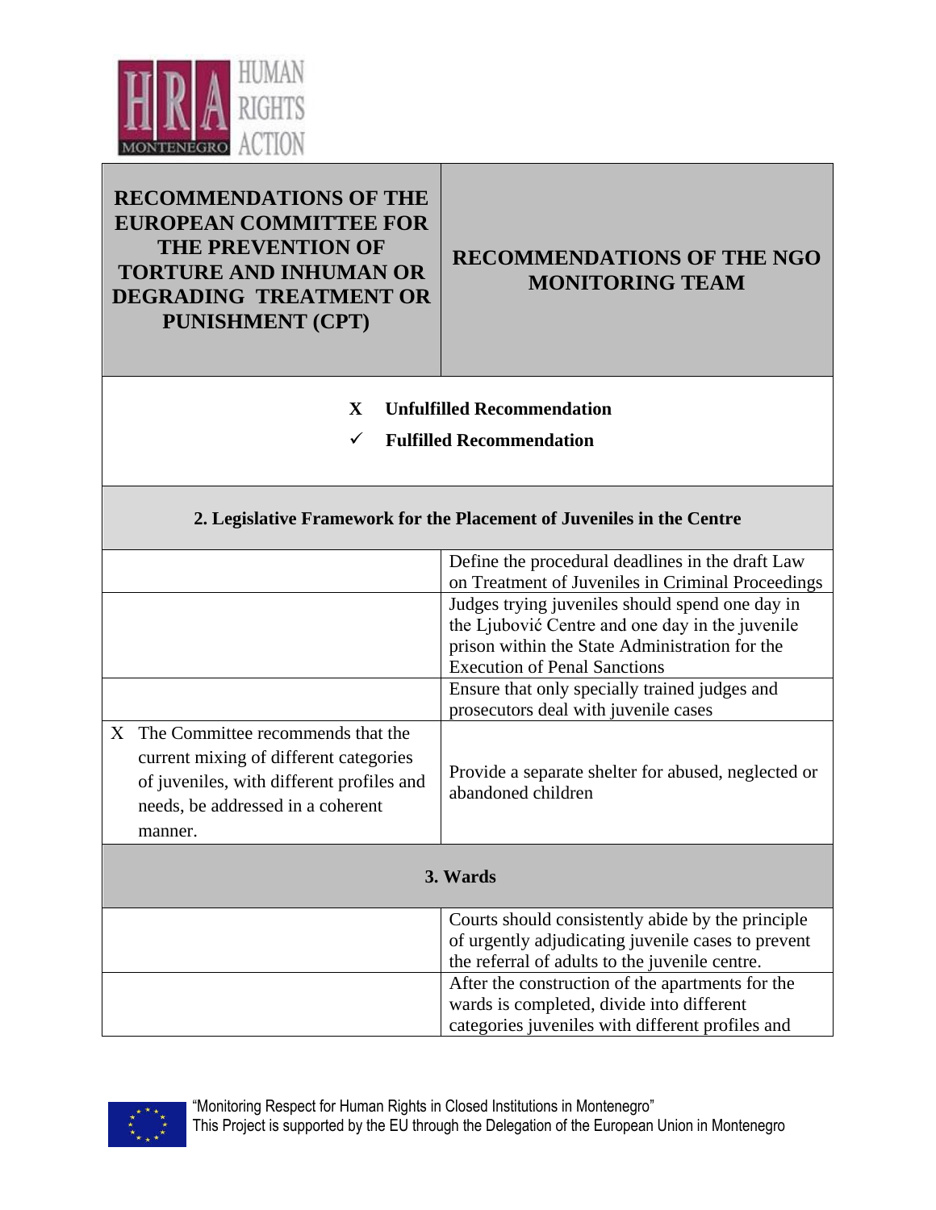| RECOMMENDATIONS OF THE EUROPEAN COMMITTEE FOR THE PREVENTION OF TORTURE AND INHUMAN OR DEGRADING TREATMENT OR PUNISHMENT (CPT) | RECOMMENDATIONS OF THE NGO MONITORING TEAM |
|---|---|
| X Unfulfilled Recommendation<br>✓ Fulfilled Recommendation | |
| **2. Legislative Framework for the Placement of Juveniles in the Centre** | |
| | Define the procedural deadlines in the draft Law on Treatment of Juveniles in Criminal Proceedings |
| | Judges trying juveniles should spend one day in the Ljubović Centre and one day in the juvenile prison within the State Administration for the Execution of Penal Sanctions |
| | Ensure that only specially trained judges and prosecutors deal with juvenile cases |
| X The Committee recommends that the current mixing of different categories of juveniles, with different profiles and needs, be addressed in a coherent manner. | Provide a separate shelter for abused, neglected or abandoned children |
| **3. Wards** | |
| | Courts should consistently abide by the principle of urgently adjudicating juvenile cases to prevent the referral of adults to the juvenile centre. |
| | After the construction of the apartments for the wards is completed, divide into different categories juveniles with different profiles and |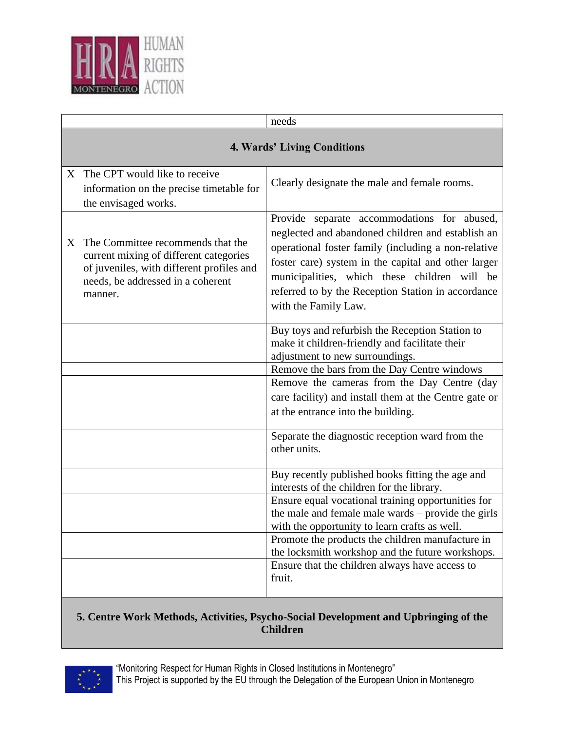| | |
|---|---|
| | needs |
| **4. Wards' Living Conditions** | |
| X The CPT would like to receive information on the precise timetable for the envisaged works. | Clearly designate the male and female rooms. |
| X The Committee recommends that the current mixing of different categories of juveniles, with different profiles and needs, be addressed in a coherent manner. | Provide separate accommodations for abused, neglected and abandoned children and establish an operational foster family (including a non-relative foster care) system in the capital and other larger municipalities, which these children will be referred to by the Reception Station in accordance with the Family Law. |
| | Buy toys and refurbish the Reception Station to make it children-friendly and facilitate their adjustment to new surroundings. |
| | Remove the bars from the Day Centre windows |
| | Remove the cameras from the Day Centre (day care facility) and install them at the Centre gate or at the entrance into the building. |
| | Separate the diagnostic reception ward from the other units. |
| | Buy recently published books fitting the age and interests of the children for the library. |
| | Ensure equal vocational training opportunities for the male and female male wards – provide the girls with the opportunity to learn crafts as well. |
| | Promote the products the children manufacture in the locksmith workshop and the future workshops. |
| | Ensure that the children always have access to fruit. |
| **5. Centre Work Methods, Activities, Psycho-Social Development and Upbringing of the Children** | |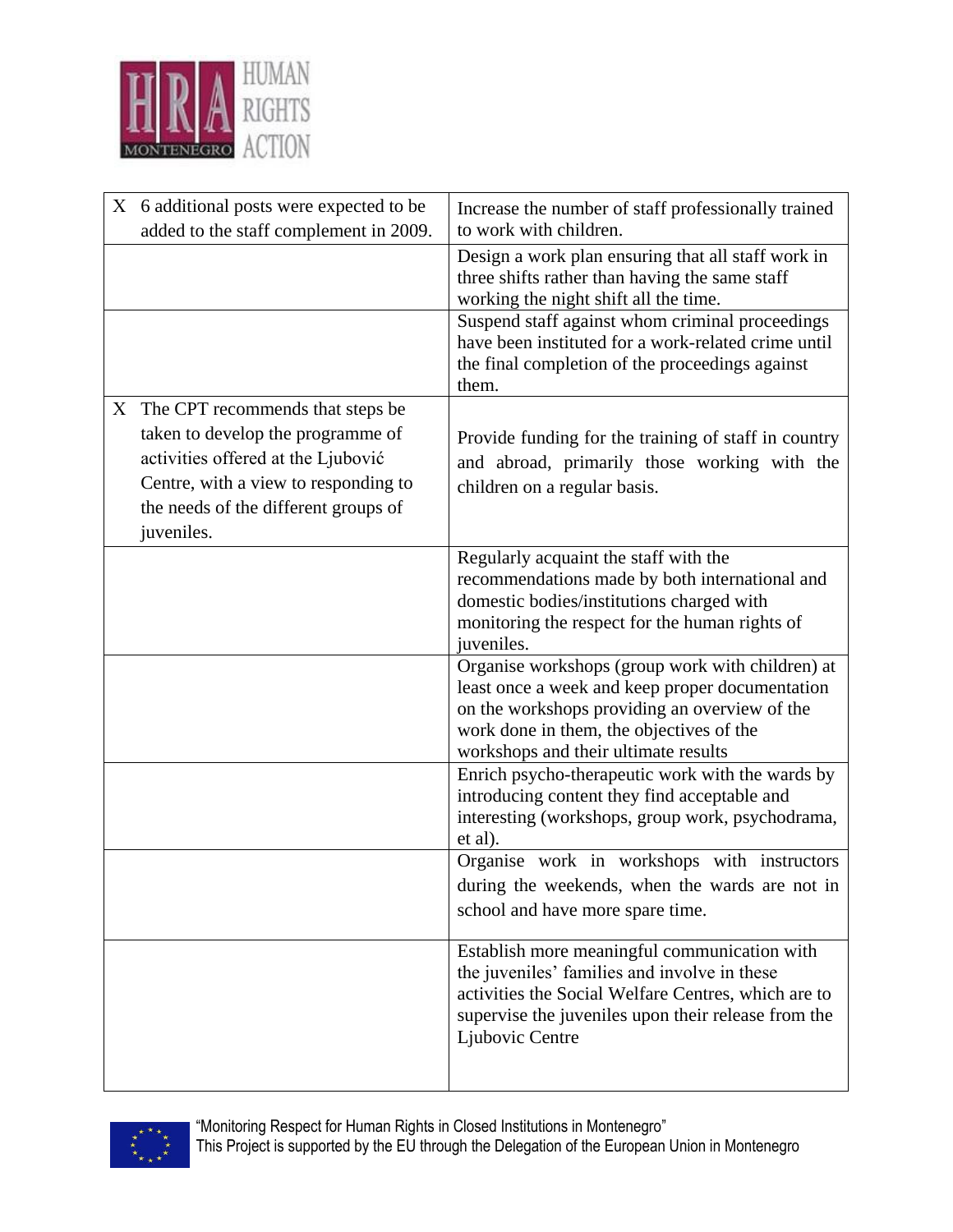| | |
|---|---|
| X 6 additional posts were expected to be added to the staff complement in 2009. | Increase the number of staff professionally trained to work with children. |
| | Design a work plan ensuring that all staff work in three shifts rather than having the same staff working the night shift all the time. |
| | Suspend staff against whom criminal proceedings have been instituted for a work-related crime until the final completion of the proceedings against them. |
| X The CPT recommends that steps be taken to develop the programme of activities offered at the Ljubović Centre, with a view to responding to the needs of the different groups of juveniles. | Provide funding for the training of staff in country and abroad, primarily those working with the children on a regular basis. |
| | Regularly acquaint the staff with the recommendations made by both international and domestic bodies/institutions charged with monitoring the respect for the human rights of juveniles. |
| | Organise workshops (group work with children) at least once a week and keep proper documentation on the workshops providing an overview of the work done in them, the objectives of the workshops and their ultimate results |
| | Enrich psycho-therapeutic work with the wards by introducing content they find acceptable and interesting (workshops, group work, psychodrama, et al). |
| | Organise work in workshops with instructors during the weekends, when the wards are not in school and have more spare time. |
| | Establish more meaningful communication with the juveniles' families and involve in these activities the Social Welfare Centres, which are to supervise the juveniles upon their release from the Ljubovic Centre |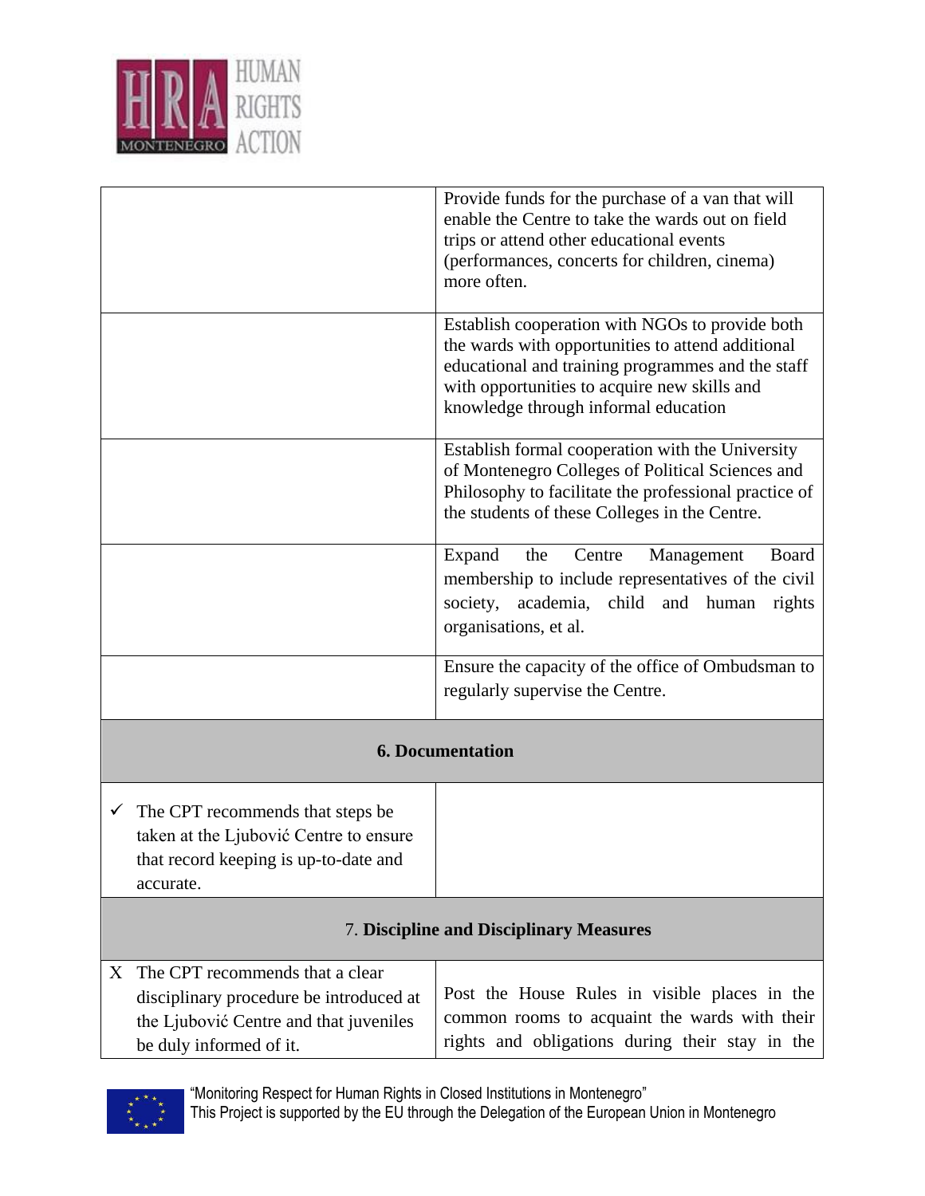| | |
|---|---|
| | Provide funds for the purchase of a van that will enable the Centre to take the wards out on field trips or attend other educational events (performances, concerts for children, cinema) more often. |
| | Establish cooperation with NGOs to provide both the wards with opportunities to attend additional educational and training programmes and the staff with opportunities to acquire new skills and knowledge through informal education |
| | Establish formal cooperation with the University of Montenegro Colleges of Political Sciences and Philosophy to facilitate the professional practice of the students of these Colleges in the Centre. |
| | Expand the Centre Management Board membership to include representatives of the civil society, academia, child and human rights organisations, et al. |
| | Ensure the capacity of the office of Ombudsman to regularly supervise the Centre. |
| **6. Documentation** | |
| ✓ The CPT recommends that steps be taken at the Ljubović Centre to ensure that record keeping is up-to-date and accurate. | |
| 7. **Discipline and Disciplinary Measures** | |
| X The CPT recommends that a clear disciplinary procedure be introduced at the Ljubović Centre and that juveniles be duly informed of it. | Post the House Rules in visible places in the common rooms to acquaint the wards with their rights and obligations during their stay in the |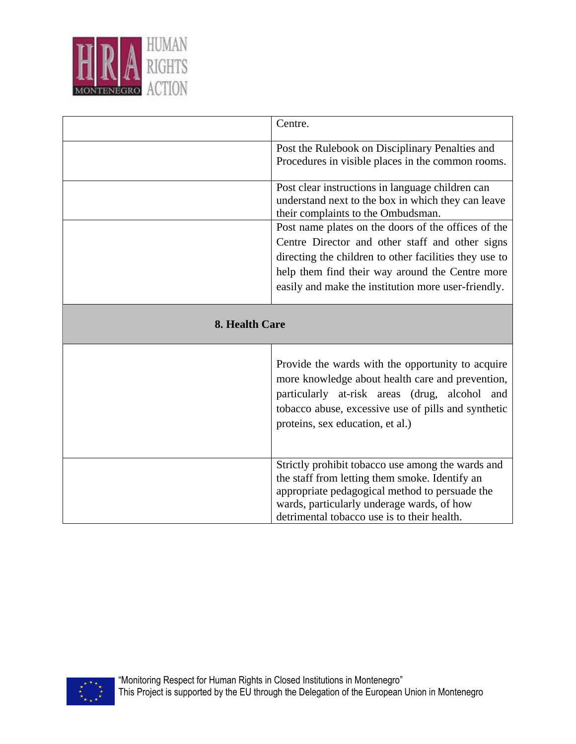| | |
|---|---|
| | Centre. |
| | Post the Rulebook on Disciplinary Penalties and Procedures in visible places in the common rooms. |
| | Post clear instructions in language children can understand next to the box in which they can leave their complaints to the Ombudsman. |
| | Post name plates on the doors of the offices of the Centre Director and other staff and other signs directing the children to other facilities they use to help them find their way around the Centre more easily and make the institution more user-friendly. |
| **8. Health Care** | |
| | Provide the wards with the opportunity to acquire more knowledge about health care and prevention, particularly at-risk areas (drug, alcohol and tobacco abuse, excessive use of pills and synthetic proteins, sex education, et al.) |
| | Strictly prohibit tobacco use among the wards and the staff from letting them smoke. Identify an appropriate pedagogical method to persuade the wards, particularly underage wards, of how detrimental tobacco use is to their health. |